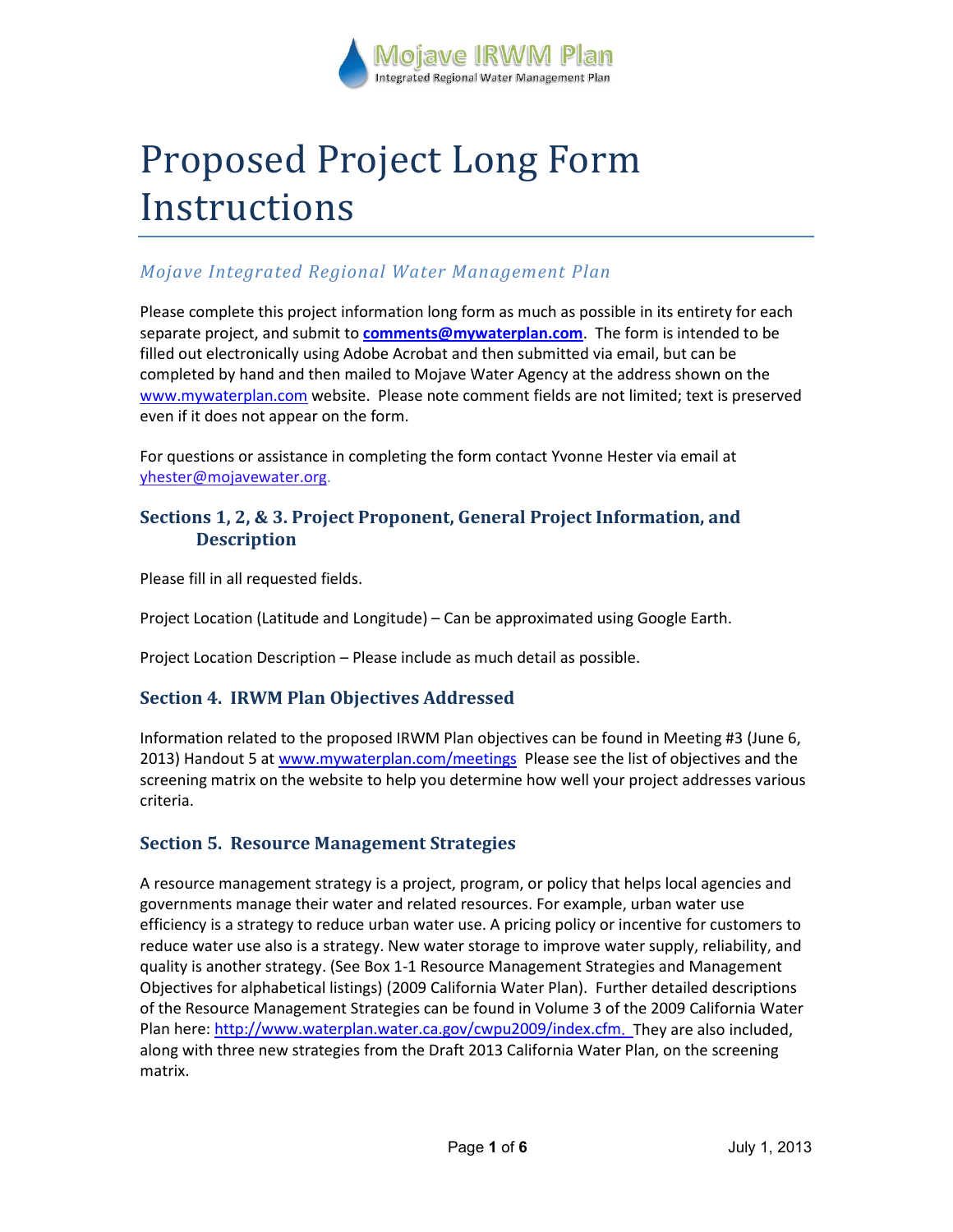Mojave IRWM Plan
Integrated Regional Water Management Plan

# Proposed Project Long Form Instructions

## *Mojave Integrated Regional Water Management Plan*

Please complete this project information long form as much as possible in its entirety for each separate project, and submit to **comments@mywaterplan.com**. The form is intended to be filled out electronically using Adobe Acrobat and then submitted via email, but can be completed by hand and then mailed to Mojave Water Agency at the address shown on the www.mywaterplan.com website. Please note comment fields are not limited; text is preserved even if it does not appear on the form.

For questions or assistance in completing the form contact Yvonne Hester via email at yhester@mojavewater.org.

### Sections 1, 2, & 3. Project Proponent, General Project Information, and Description

Please fill in all requested fields.

Project Location (Latitude and Longitude) – Can be approximated using Google Earth.

Project Location Description – Please include as much detail as possible.

### Section 4. IRWM Plan Objectives Addressed

Information related to the proposed IRWM Plan objectives can be found in Meeting #3 (June 6, 2013) Handout 5 at www.mywaterplan.com/meetings Please see the list of objectives and the screening matrix on the website to help you determine how well your project addresses various criteria.

### Section 5. Resource Management Strategies

A resource management strategy is a project, program, or policy that helps local agencies and governments manage their water and related resources. For example, urban water use efficiency is a strategy to reduce urban water use. A pricing policy or incentive for customers to reduce water use also is a strategy. New water storage to improve water supply, reliability, and quality is another strategy. (See Box 1-1 Resource Management Strategies and Management Objectives for alphabetical listings) (2009 California Water Plan). Further detailed descriptions of the Resource Management Strategies can be found in Volume 3 of the 2009 California Water Plan here: http://www.waterplan.water.ca.gov/cwpu2009/index.cfm. They are also included, along with three new strategies from the Draft 2013 California Water Plan, on the screening matrix.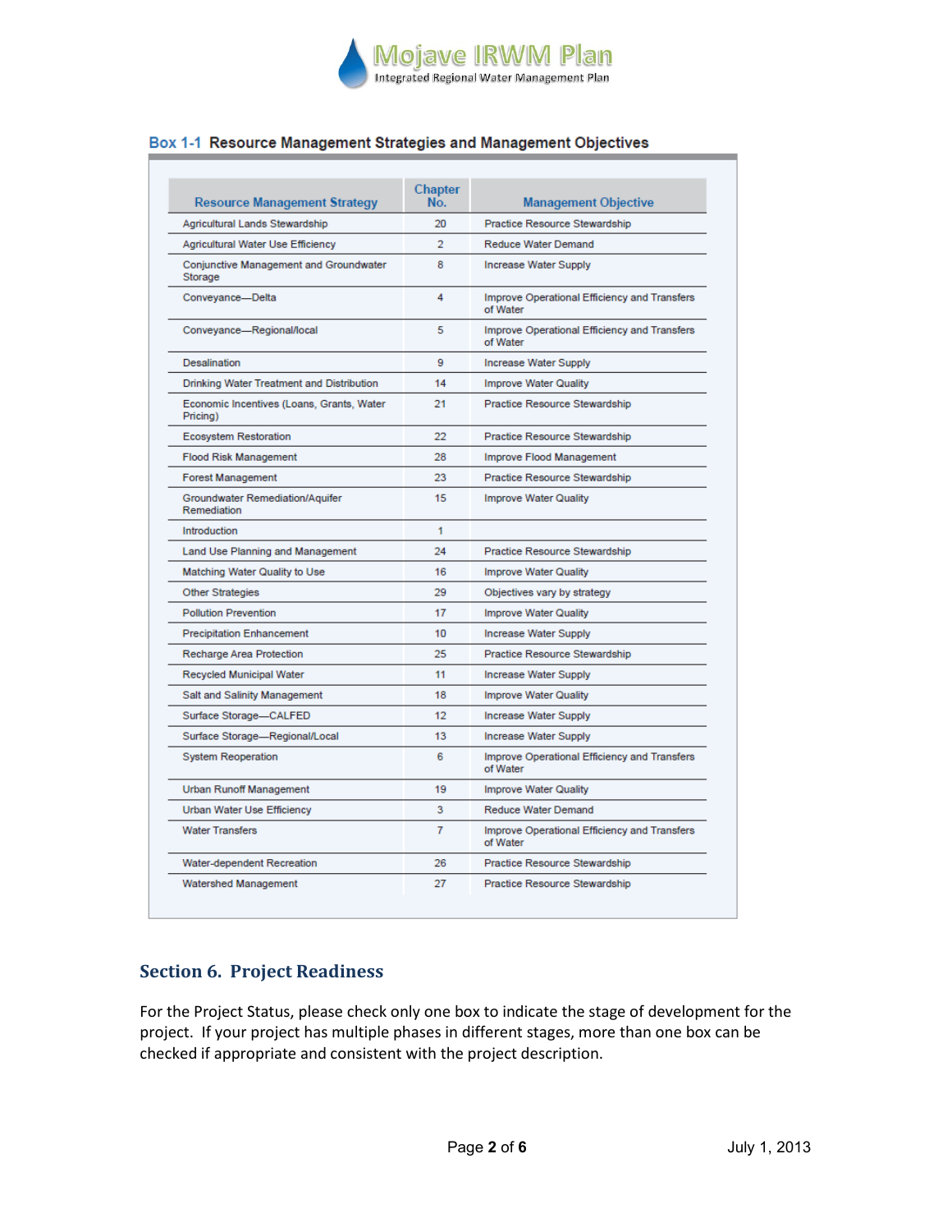**Box 1-1 Resource Management Strategies and Management Objectives**

| Resource Management Strategy | Chapter No. | Management Objective |
|---|---|---|
| Agricultural Lands Stewardship | 20 | Practice Resource Stewardship |
| Agricultural Water Use Efficiency | 2 | Reduce Water Demand |
| Conjunctive Management and Groundwater Storage | 8 | Increase Water Supply |
| Conveyance—Delta | 4 | Improve Operational Efficiency and Transfers of Water |
| Conveyance—Regional/local | 5 | Improve Operational Efficiency and Transfers of Water |
| Desalination | 9 | Increase Water Supply |
| Drinking Water Treatment and Distribution | 14 | Improve Water Quality |
| Economic Incentives (Loans, Grants, Water Pricing) | 21 | Practice Resource Stewardship |
| Ecosystem Restoration | 22 | Practice Resource Stewardship |
| Flood Risk Management | 28 | Improve Flood Management |
| Forest Management | 23 | Practice Resource Stewardship |
| Groundwater Remediation/Aquifer Remediation | 15 | Improve Water Quality |
| Introduction | 1 | |
| Land Use Planning and Management | 24 | Practice Resource Stewardship |
| Matching Water Quality to Use | 16 | Improve Water Quality |
| Other Strategies | 29 | Objectives vary by strategy |
| Pollution Prevention | 17 | Improve Water Quality |
| Precipitation Enhancement | 10 | Increase Water Supply |
| Recharge Area Protection | 25 | Practice Resource Stewardship |
| Recycled Municipal Water | 11 | Increase Water Supply |
| Salt and Salinity Management | 18 | Improve Water Quality |
| Surface Storage—CALFED | 12 | Increase Water Supply |
| Surface Storage—Regional/Local | 13 | Increase Water Supply |
| System Reoperation | 6 | Improve Operational Efficiency and Transfers of Water |
| Urban Runoff Management | 19 | Improve Water Quality |
| Urban Water Use Efficiency | 3 | Reduce Water Demand |
| Water Transfers | 7 | Improve Operational Efficiency and Transfers of Water |
| Water-dependent Recreation | 26 | Practice Resource Stewardship |
| Watershed Management | 27 | Practice Resource Stewardship |

## Section 6. Project Readiness

For the Project Status, please check only one box to indicate the stage of development for the project. If your project has multiple phases in different stages, more than one box can be checked if appropriate and consistent with the project description.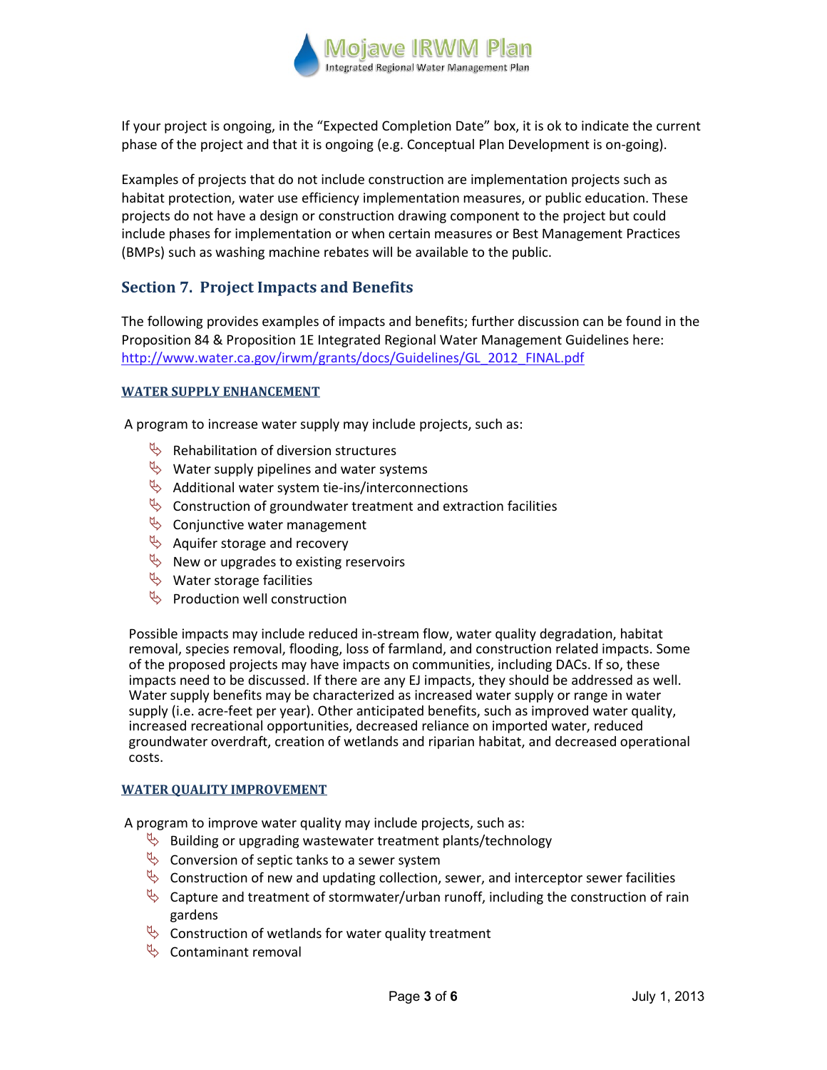If your project is ongoing, in the "Expected Completion Date" box, it is ok to indicate the current phase of the project and that it is ongoing (e.g. Conceptual Plan Development is on-going).

Examples of projects that do not include construction are implementation projects such as habitat protection, water use efficiency implementation measures, or public education. These projects do not have a design or construction drawing component to the project but could include phases for implementation or when certain measures or Best Management Practices (BMPs) such as washing machine rebates will be available to the public.

## Section 7. Project Impacts and Benefits

The following provides examples of impacts and benefits; further discussion can be found in the Proposition 84 & Proposition 1E Integrated Regional Water Management Guidelines here: [http://www.water.ca.gov/irwm/grants/docs/Guidelines/GL_2012_FINAL.pdf](http://www.water.ca.gov/irwm/grants/docs/Guidelines/GL_2012_FINAL.pdf)

### WATER SUPPLY ENHANCEMENT

A program to increase water supply may include projects, such as:

- Rehabilitation of diversion structures
- Water supply pipelines and water systems
- Additional water system tie-ins/interconnections
- Construction of groundwater treatment and extraction facilities
- Conjunctive water management
- Aquifer storage and recovery
- New or upgrades to existing reservoirs
- Water storage facilities
- Production well construction

Possible impacts may include reduced in-stream flow, water quality degradation, habitat removal, species removal, flooding, loss of farmland, and construction related impacts. Some of the proposed projects may have impacts on communities, including DACs. If so, these impacts need to be discussed. If there are any EJ impacts, they should be addressed as well. Water supply benefits may be characterized as increased water supply or range in water supply (i.e. acre-feet per year). Other anticipated benefits, such as improved water quality, increased recreational opportunities, decreased reliance on imported water, reduced groundwater overdraft, creation of wetlands and riparian habitat, and decreased operational costs.

### WATER QUALITY IMPROVEMENT

A program to improve water quality may include projects, such as:

- Building or upgrading wastewater treatment plants/technology
- Conversion of septic tanks to a sewer system
- Construction of new and updating collection, sewer, and interceptor sewer facilities
- Capture and treatment of stormwater/urban runoff, including the construction of rain gardens
- Construction of wetlands for water quality treatment
- Contaminant removal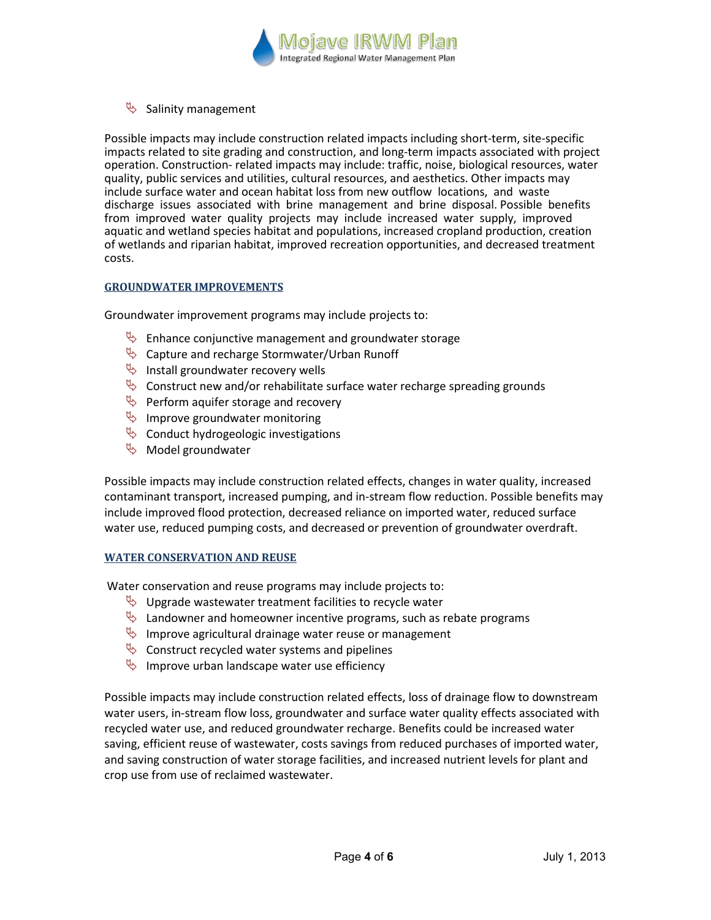- Salinity management

Possible impacts may include construction related impacts including short-term, site-specific impacts related to site grading and construction, and long-term impacts associated with project operation. Construction- related impacts may include: traffic, noise, biological resources, water quality, public services and utilities, cultural resources, and aesthetics. Other impacts may include surface water and ocean habitat loss from new outflow locations, and waste discharge issues associated with brine management and brine disposal. Possible benefits from improved water quality projects may include increased water supply, improved aquatic and wetland species habitat and populations, increased cropland production, creation of wetlands and riparian habitat, improved recreation opportunities, and decreased treatment costs.

## GROUNDWATER IMPROVEMENTS

Groundwater improvement programs may include projects to:

- Enhance conjunctive management and groundwater storage
- Capture and recharge Stormwater/Urban Runoff
- Install groundwater recovery wells
- Construct new and/or rehabilitate surface water recharge spreading grounds
- Perform aquifer storage and recovery
- Improve groundwater monitoring
- Conduct hydrogeologic investigations
- Model groundwater

Possible impacts may include construction related effects, changes in water quality, increased contaminant transport, increased pumping, and in-stream flow reduction. Possible benefits may include improved flood protection, decreased reliance on imported water, reduced surface water use, reduced pumping costs, and decreased or prevention of groundwater overdraft.

## WATER CONSERVATION AND REUSE

Water conservation and reuse programs may include projects to:

- Upgrade wastewater treatment facilities to recycle water
- Landowner and homeowner incentive programs, such as rebate programs
- Improve agricultural drainage water reuse or management
- Construct recycled water systems and pipelines
- Improve urban landscape water use efficiency

Possible impacts may include construction related effects, loss of drainage flow to downstream water users, in-stream flow loss, groundwater and surface water quality effects associated with recycled water use, and reduced groundwater recharge. Benefits could be increased water saving, efficient reuse of wastewater, costs savings from reduced purchases of imported water, and saving construction of water storage facilities, and increased nutrient levels for plant and crop use from use of reclaimed wastewater.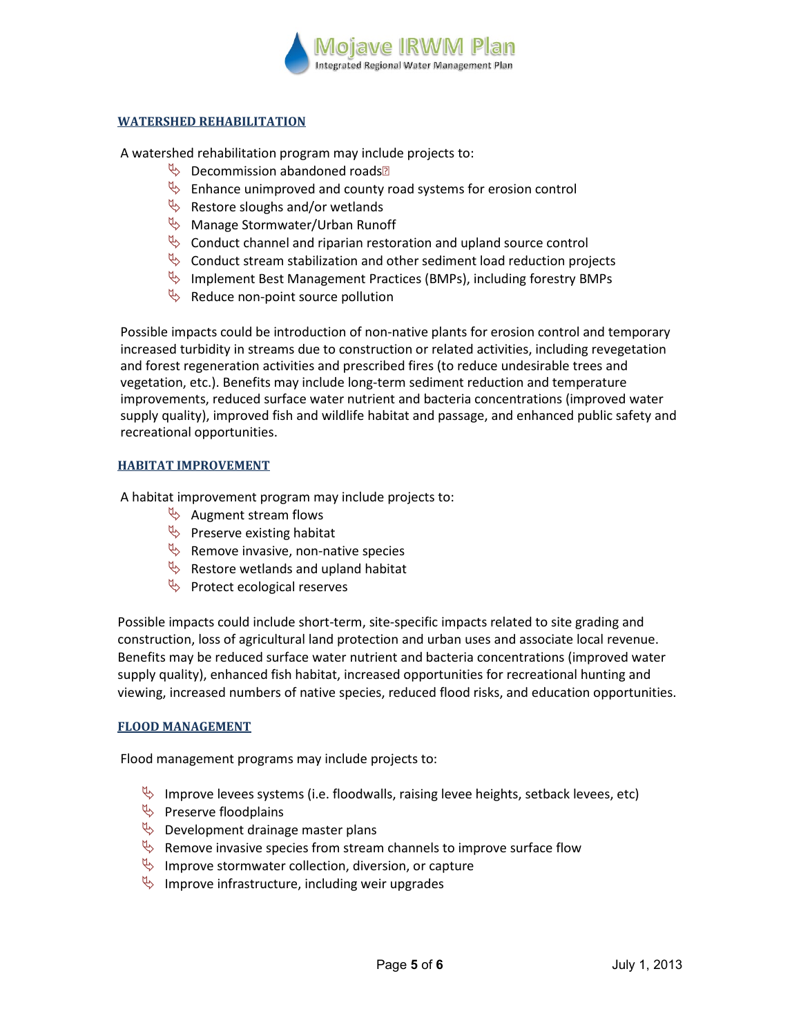## WATERSHED REHABILITATION

A watershed rehabilitation program may include projects to:

- Decommission abandoned roads
- Enhance unimproved and county road systems for erosion control
- Restore sloughs and/or wetlands
- Manage Stormwater/Urban Runoff
- Conduct channel and riparian restoration and upland source control
- Conduct stream stabilization and other sediment load reduction projects
- Implement Best Management Practices (BMPs), including forestry BMPs
- Reduce non-point source pollution

Possible impacts could be introduction of non-native plants for erosion control and temporary increased turbidity in streams due to construction or related activities, including revegetation and forest regeneration activities and prescribed fires (to reduce undesirable trees and vegetation, etc.). Benefits may include long-term sediment reduction and temperature improvements, reduced surface water nutrient and bacteria concentrations (improved water supply quality), improved fish and wildlife habitat and passage, and enhanced public safety and recreational opportunities.

## HABITAT IMPROVEMENT

A habitat improvement program may include projects to:

- Augment stream flows
- Preserve existing habitat
- Remove invasive, non-native species
- Restore wetlands and upland habitat
- Protect ecological reserves

Possible impacts could include short-term, site-specific impacts related to site grading and construction, loss of agricultural land protection and urban uses and associate local revenue. Benefits may be reduced surface water nutrient and bacteria concentrations (improved water supply quality), enhanced fish habitat, increased opportunities for recreational hunting and viewing, increased numbers of native species, reduced flood risks, and education opportunities.

## FLOOD MANAGEMENT

Flood management programs may include projects to:

- Improve levees systems (i.e. floodwalls, raising levee heights, setback levees, etc)
- Preserve floodplains
- Development drainage master plans
- Remove invasive species from stream channels to improve surface flow
- Improve stormwater collection, diversion, or capture
- Improve infrastructure, including weir upgrades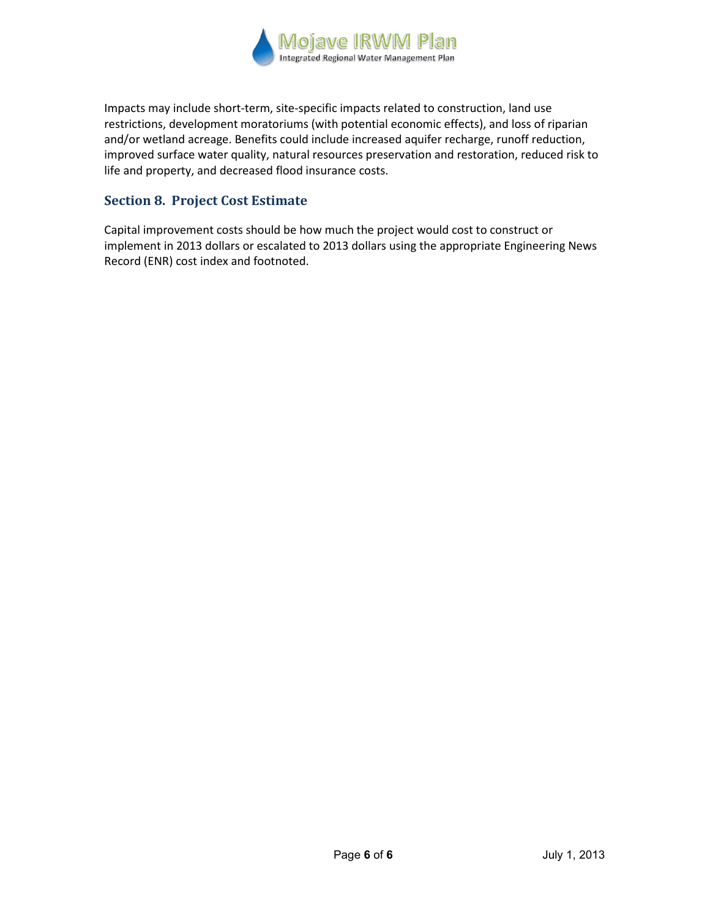Impacts may include short-term, site-specific impacts related to construction, land use restrictions, development moratoriums (with potential economic effects), and loss of riparian and/or wetland acreage. Benefits could include increased aquifer recharge, runoff reduction, improved surface water quality, natural resources preservation and restoration, reduced risk to life and property, and decreased flood insurance costs.

## Section 8. Project Cost Estimate

Capital improvement costs should be how much the project would cost to construct or implement in 2013 dollars or escalated to 2013 dollars using the appropriate Engineering News Record (ENR) cost index and footnoted.